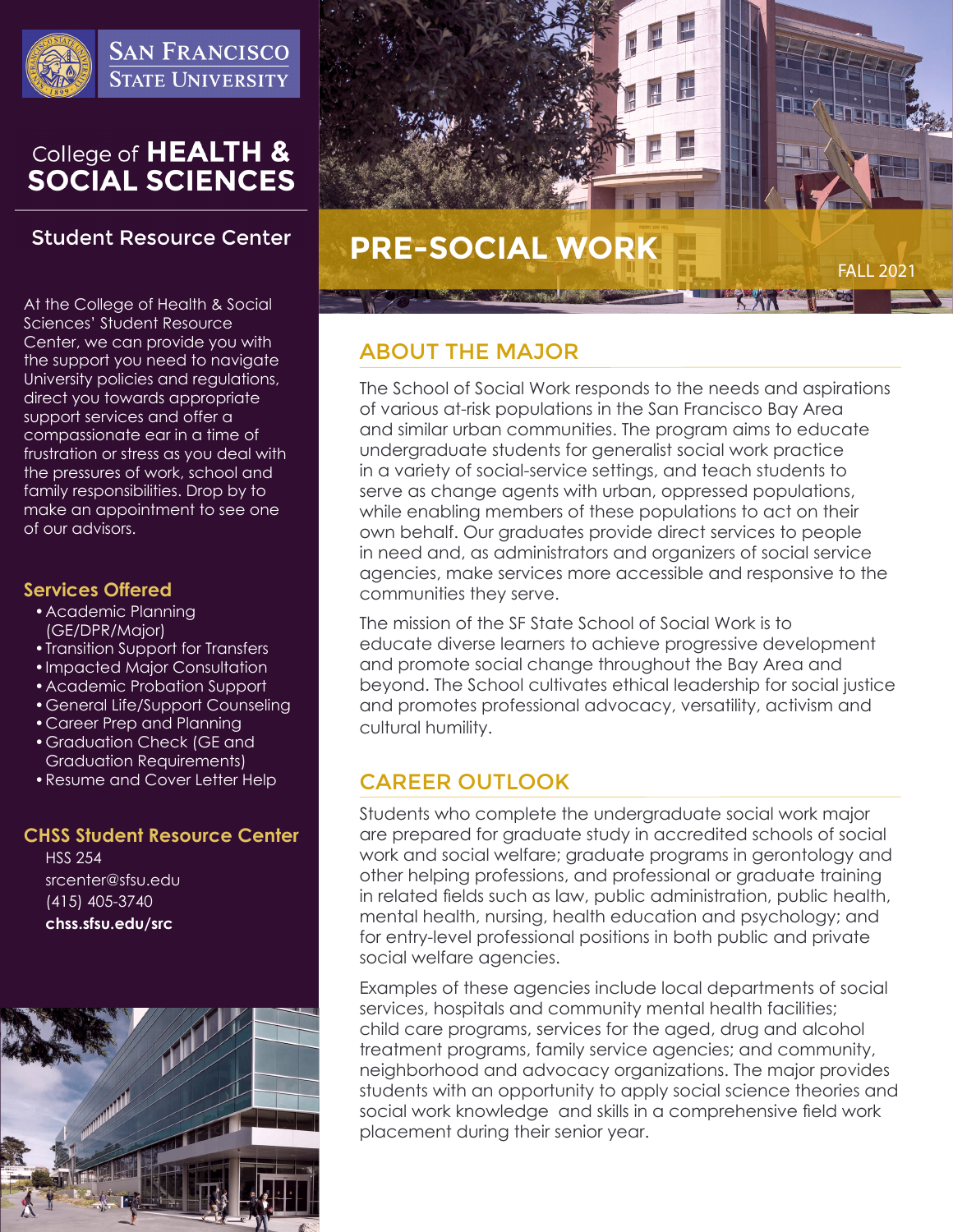San Francisco State University

College of **HEALTH & SOCIAL SCIENCES**

## Student Resource Center

At the College of Health & Social Sciences' Student Resource Center, we can provide you with the support you need to navigate University policies and regulations, direct you towards appropriate support services and offer a compassionate ear in a time of frustration or stress as you deal with the pressures of work, school and family responsibilities. Drop by to make an appointment to see one of our advisors.

### Services Offered

- Academic Planning (GE/DPR/Major)
- Transition Support for Transfers
- Impacted Major Consultation
- Academic Probation Support
- General Life/Support Counseling
- Career Prep and Planning
- Graduation Check (GE and Graduation Requirements)
- Resume and Cover Letter Help

### CHSS Student Resource Center

HSS 254
srcenter@sfsu.edu
(415) 405-3740
**chss.sfsu.edu/src**

# PRE-SOCIAL WORK

FALL 2021

## ABOUT THE MAJOR

The School of Social Work responds to the needs and aspirations of various at-risk populations in the San Francisco Bay Area and similar urban communities. The program aims to educate undergraduate students for generalist social work practice in a variety of social-service settings, and teach students to serve as change agents with urban, oppressed populations, while enabling members of these populations to act on their own behalf. Our graduates provide direct services to people in need and, as administrators and organizers of social service agencies, make services more accessible and responsive to the communities they serve.

The mission of the SF State School of Social Work is to educate diverse learners to achieve progressive development and promote social change throughout the Bay Area and beyond. The School cultivates ethical leadership for social justice and promotes professional advocacy, versatility, activism and cultural humility.

## CAREER OUTLOOK

Students who complete the undergraduate social work major are prepared for graduate study in accredited schools of social work and social welfare; graduate programs in gerontology and other helping professions, and professional or graduate training in related fields such as law, public administration, public health, mental health, nursing, health education and psychology; and for entry-level professional positions in both public and private social welfare agencies.

Examples of these agencies include local departments of social services, hospitals and community mental health facilities; child care programs, services for the aged, drug and alcohol treatment programs, family service agencies; and community, neighborhood and advocacy organizations. The major provides students with an opportunity to apply social science theories and social work knowledge and skills in a comprehensive field work placement during their senior year.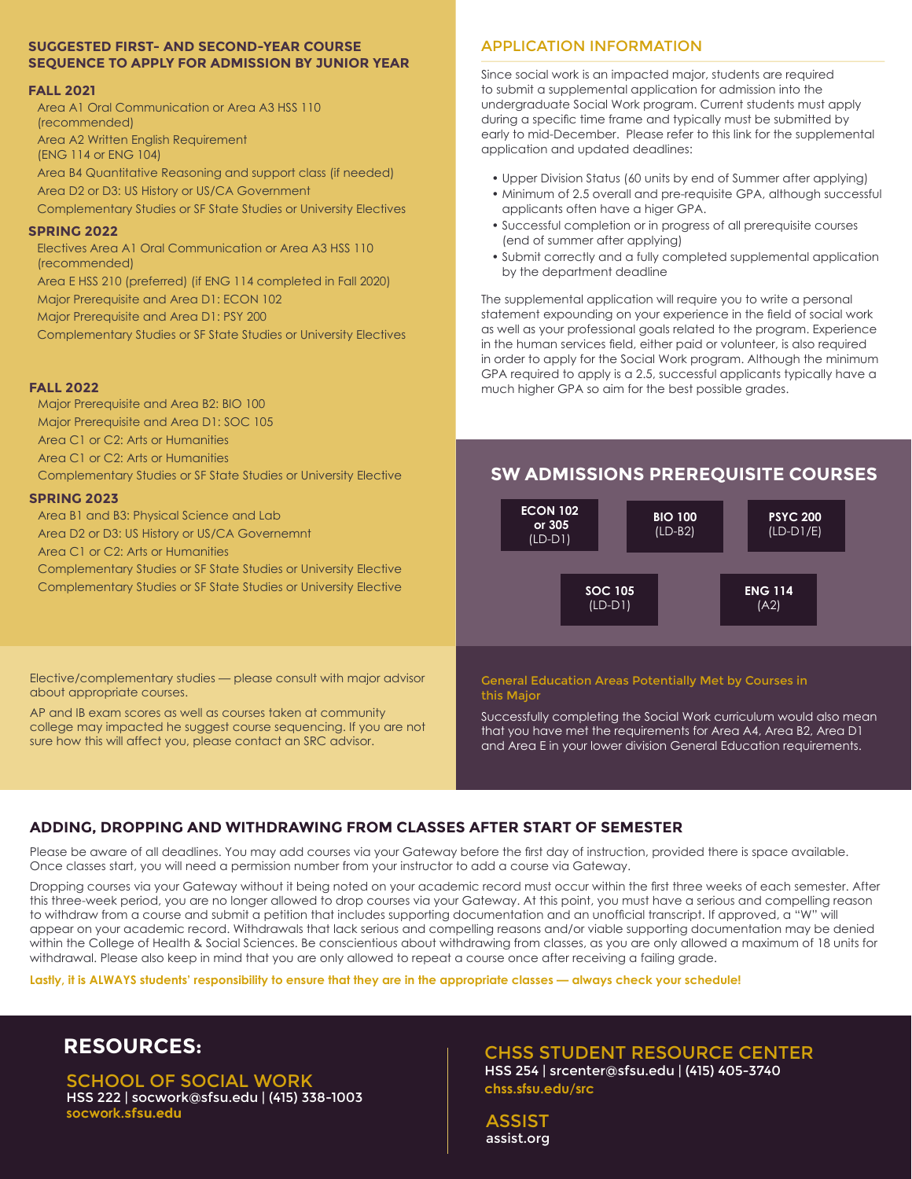## SUGGESTED FIRST- AND SECOND-YEAR COURSE SEQUENCE TO APPLY FOR ADMISSION BY JUNIOR YEAR

### FALL 2021

Area A1 Oral Communication or Area A3 HSS 110 (recommended)

Area A2 Written English Requirement (ENG 114 or ENG 104)

Area B4 Quantitative Reasoning and support class (if needed)

Area D2 or D3: US History or US/CA Government

Complementary Studies or SF State Studies or University Electives

### SPRING 2022

Electives Area A1 Oral Communication or Area A3 HSS 110 (recommended)

Area E HSS 210 (preferred) (if ENG 114 completed in Fall 2020)

Major Prerequisite and Area D1: ECON 102

Major Prerequisite and Area D1: PSY 200

Complementary Studies or SF State Studies or University Electives

### FALL 2022

Major Prerequisite and Area B2: BIO 100

Major Prerequisite and Area D1: SOC 105

Area C1 or C2: Arts or Humanities

Area C1 or C2: Arts or Humanities

Complementary Studies or SF State Studies or University Elective

### SPRING 2023

Area B1 and B3: Physical Science and Lab

Area D2 or D3: US History or US/CA Governemnt

Area C1 or C2: Arts or Humanities

Complementary Studies or SF State Studies or University Elective

Complementary Studies or SF State Studies or University Elective

Elective/complementary studies — please consult with major advisor about appropriate courses.

AP and IB exam scores as well as courses taken at community college may impacted he suggest course sequencing. If you are not sure how this will affect you, please contact an SRC advisor.

## APPLICATION INFORMATION

Since social work is an impacted major, students are required to submit a supplemental application for admission into the undergraduate Social Work program. Current students must apply during a specific time frame and typically must be submitted by early to mid-December. Please refer to this link for the supplemental application and updated deadlines:

- Upper Division Status (60 units by end of Summer after applying)
- Minimum of 2.5 overall and pre-requisite GPA, although successful applicants often have a higer GPA.
- Successful completion or in progress of all prerequisite courses (end of summer after applying)
- Submit correctly and a fully completed supplemental application by the department deadline

The supplemental application will require you to write a personal statement expounding on your experience in the field of social work as well as your professional goals related to the program. Experience in the human services field, either paid or volunteer, is also required in order to apply for the Social Work program. Although the minimum GPA required to apply is a 2.5, successful applicants typically have a much higher GPA so aim for the best possible grades.

## SW ADMISSIONS PREREQUISITE COURSES

- **ECON 102 or 305** (LD-D1)
- **BIO 100** (LD-B2)
- **PSYC 200** (LD-D1/E)
- **SOC 105** (LD-D1)
- **ENG 114** (A2)

### General Education Areas Potentially Met by Courses in this Major

Successfully completing the Social Work curriculum would also mean that you have met the requirements for Area A4, Area B2, Area D1 and Area E in your lower division General Education requirements.

## ADDING, DROPPING AND WITHDRAWING FROM CLASSES AFTER START OF SEMESTER

Please be aware of all deadlines. You may add courses via your Gateway before the first day of instruction, provided there is space available. Once classes start, you will need a permission number from your instructor to add a course via Gateway.

Dropping courses via your Gateway without it being noted on your academic record must occur within the first three weeks of each semester. After this three-week period, you are no longer allowed to drop courses via your Gateway. At this point, you must have a serious and compelling reason to withdraw from a course and submit a petition that includes supporting documentation and an unofficial transcript. If approved, a "W" will appear on your academic record. Withdrawals that lack serious and compelling reasons and/or viable supporting documentation may be denied within the College of Health & Social Sciences. Be conscientious about withdrawing from classes, as you are only allowed a maximum of 18 units for withdrawal. Please also keep in mind that you are only allowed to repeat a course once after receiving a failing grade.

**Lastly, it is ALWAYS students' responsibility to ensure that they are in the appropriate classes — always check your schedule!**

## RESOURCES:

### SCHOOL OF SOCIAL WORK

HSS 222 | socwork@sfsu.edu | (415) 338-1003

socwork.sfsu.edu

### CHSS STUDENT RESOURCE CENTER

HSS 254 | srcenter@sfsu.edu | (415) 405-3740

chss.sfsu.edu/src

### ASSIST

assist.org